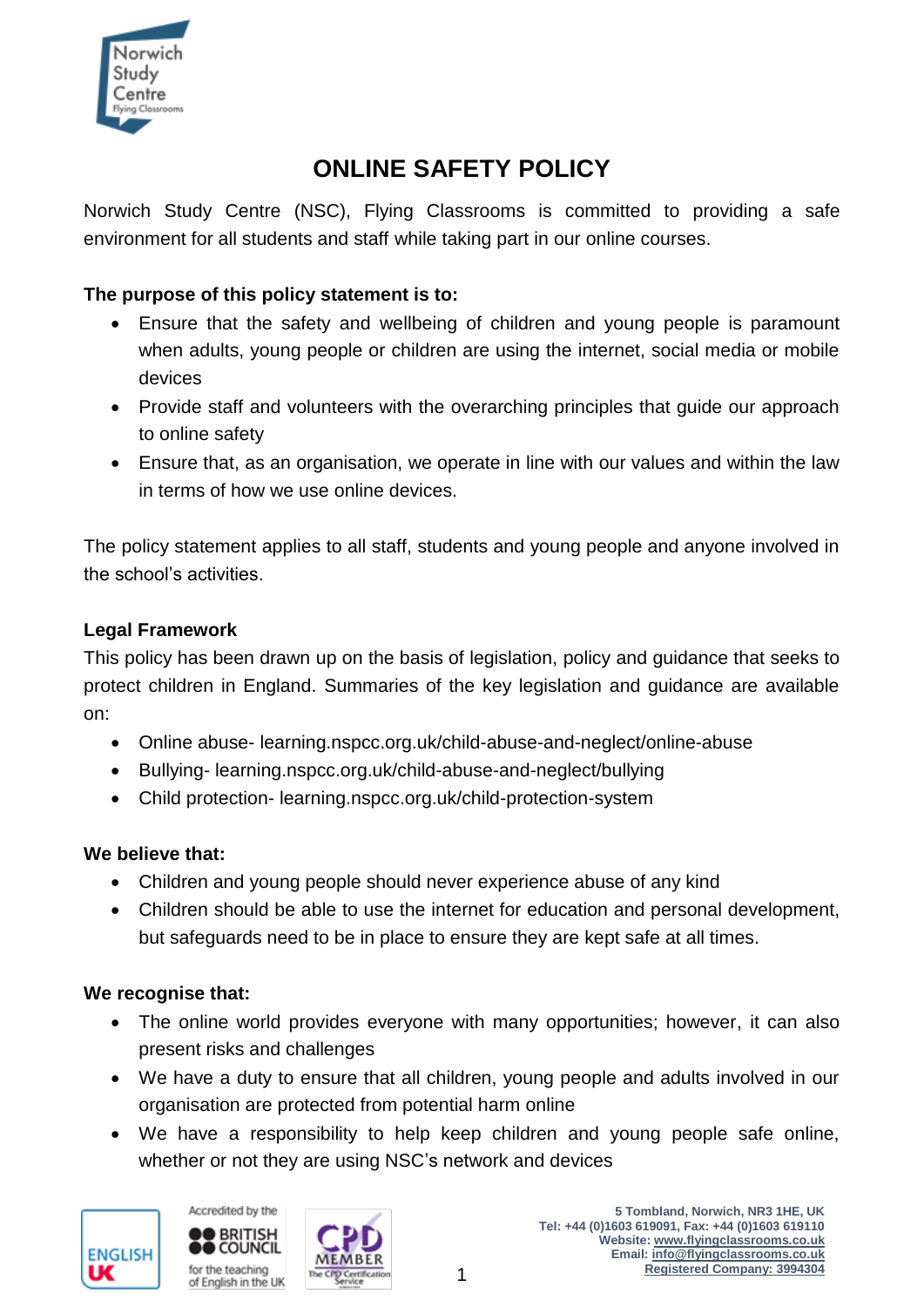# ONLINE SAFETY POLICY

Norwich Study Centre (NSC), Flying Classrooms is committed to providing a safe environment for all students and staff while taking part in our online courses.

**The purpose of this policy statement is to:**

- Ensure that the safety and wellbeing of children and young people is paramount when adults, young people or children are using the internet, social media or mobile devices
- Provide staff and volunteers with the overarching principles that guide our approach to online safety
- Ensure that, as an organisation, we operate in line with our values and within the law in terms of how we use online devices.

The policy statement applies to all staff, students and young people and anyone involved in the school's activities.

**Legal Framework**

This policy has been drawn up on the basis of legislation, policy and guidance that seeks to protect children in England. Summaries of the key legislation and guidance are available on:

- Online abuse- learning.nspcc.org.uk/child-abuse-and-neglect/online-abuse
- Bullying- learning.nspcc.org.uk/child-abuse-and-neglect/bullying
- Child protection- learning.nspcc.org.uk/child-protection-system

**We believe that:**

- Children and young people should never experience abuse of any kind
- Children should be able to use the internet for education and personal development, but safeguards need to be in place to ensure they are kept safe at all times.

**We recognise that:**

- The online world provides everyone with many opportunities; however, it can also present risks and challenges
- We have a duty to ensure that all children, young people and adults involved in our organisation are protected from potential harm online
- We have a responsibility to help keep children and young people safe online, whether or not they are using NSC's network and devices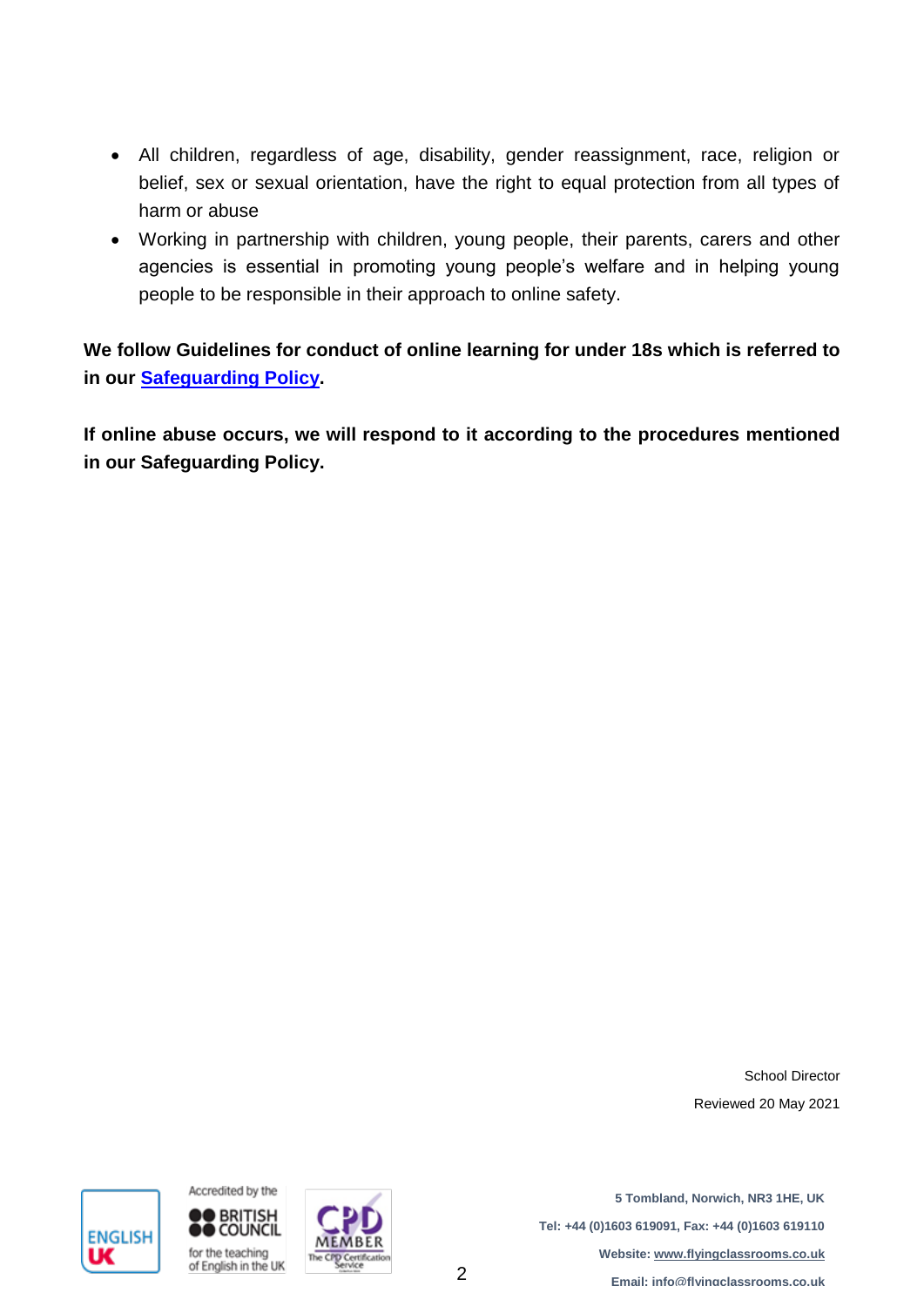- All children, regardless of age, disability, gender reassignment, race, religion or belief, sex or sexual orientation, have the right to equal protection from all types of harm or abuse
- Working in partnership with children, young people, their parents, carers and other agencies is essential in promoting young people's welfare and in helping young people to be responsible in their approach to online safety.

**We follow Guidelines for conduct of online learning for under 18s which is referred to in our Safeguarding Policy.**

**If online abuse occurs, we will respond to it according to the procedures mentioned in our Safeguarding Policy.**

School Director

Reviewed 20 May 2021

**5 Tombland, Norwich, NR3 1HE, UK**

**Tel: +44 (0)1603 619091, Fax: +44 (0)1603 619110**

**Website: www.flyingclassrooms.co.uk**

**Email: info@flyingclassrooms.co.uk**